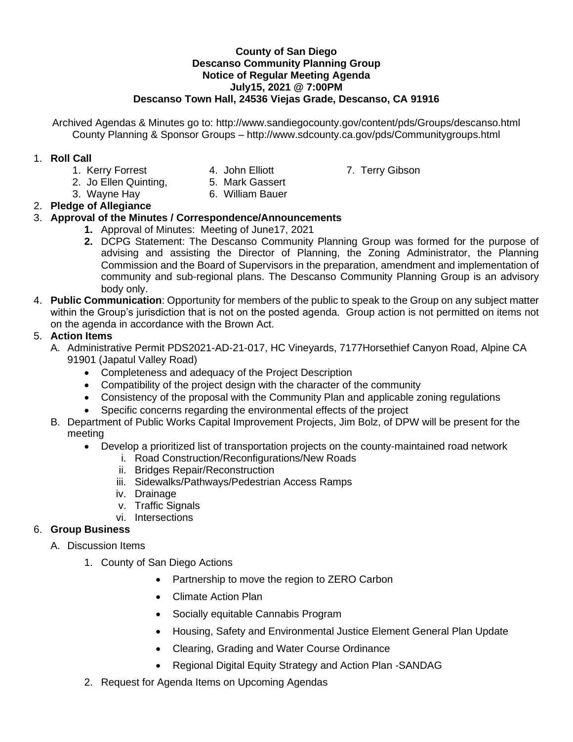**County of San Diego**
**Descanso Community Planning Group**
**Notice of Regular Meeting Agenda**
**July15, 2021 @ 7:00PM**
**Descanso Town Hall, 24536 Viejas Grade, Descanso, CA 91916**

Archived Agendas & Minutes go to: http://www.sandiegocounty.gov/content/pds/Groups/descanso.html
County Planning & Sponsor Groups – http://www.sdcounty.ca.gov/pds/Communitygroups.html

1. **Roll Call**
   1. Kerry Forrest
   2. Jo Ellen Quinting,
   3. Wayne Hay
   4. John Elliott
   5. Mark Gassert
   6. William Bauer
   7. Terry Gibson
2. **Pledge of Allegiance**
3. **Approval of the Minutes / Correspondence/Announcements**
   1. Approval of Minutes: Meeting of June17, 2021
   2. DCPG Statement: The Descanso Community Planning Group was formed for the purpose of advising and assisting the Director of Planning, the Zoning Administrator, the Planning Commission and the Board of Supervisors in the preparation, amendment and implementation of community and sub-regional plans. The Descanso Community Planning Group is an advisory body only.
4. **Public Communication**: Opportunity for members of the public to speak to the Group on any subject matter within the Group's jurisdiction that is not on the posted agenda. Group action is not permitted on items not on the agenda in accordance with the Brown Act.
5. **Action Items**
   A. Administrative Permit PDS2021-AD-21-017, HC Vineyards, 7177Horsethief Canyon Road, Alpine CA 91901 (Japatul Valley Road)
      - Completeness and adequacy of the Project Description
      - Compatibility of the project design with the character of the community
      - Consistency of the proposal with the Community Plan and applicable zoning regulations
      - Specific concerns regarding the environmental effects of the project

   B. Department of Public Works Capital Improvement Projects, Jim Bolz, of DPW will be present for the meeting
      - Develop a prioritized list of transportation projects on the county-maintained road network
         i. Road Construction/Reconfigurations/New Roads
         ii. Bridges Repair/Reconstruction
         iii. Sidewalks/Pathways/Pedestrian Access Ramps
         iv. Drainage
         v. Traffic Signals
         vi. Intersections
6. **Group Business**
   A. Discussion Items
      1. County of San Diego Actions
         - Partnership to move the region to ZERO Carbon
         - Climate Action Plan
         - Socially equitable Cannabis Program
         - Housing, Safety and Environmental Justice Element General Plan Update
         - Clearing, Grading and Water Course Ordinance
         - Regional Digital Equity Strategy and Action Plan -SANDAG
      2. Request for Agenda Items on Upcoming Agendas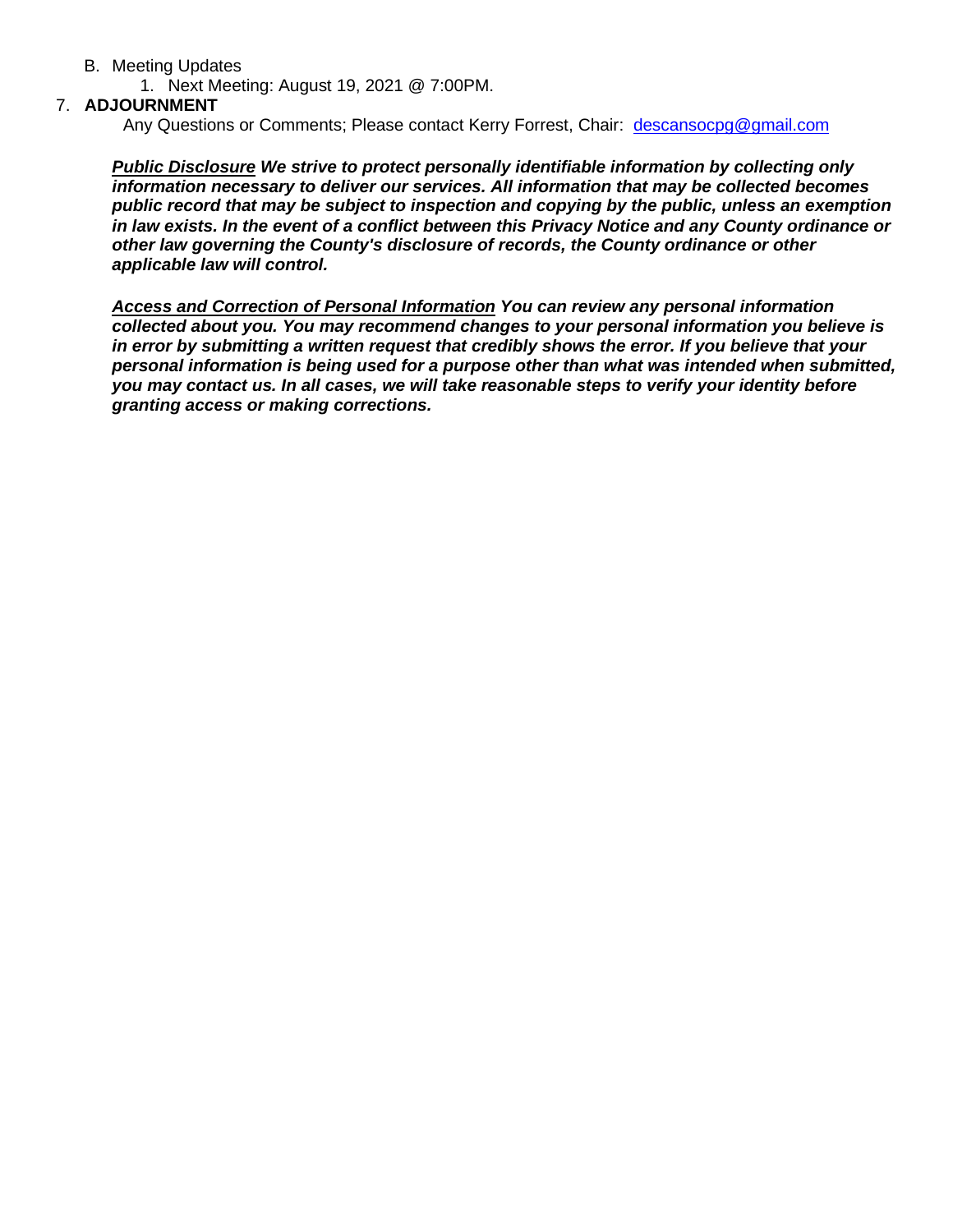B. Meeting Updates
    1. Next Meeting: August 19, 2021 @ 7:00PM.

7. **ADJOURNMENT**

Any Questions or Comments; Please contact Kerry Forrest, Chair: descansocpg@gmail.com

***Public Disclosure*** ***We strive to protect personally identifiable information by collecting only information necessary to deliver our services. All information that may be collected becomes public record that may be subject to inspection and copying by the public, unless an exemption in law exists. In the event of a conflict between this Privacy Notice and any County ordinance or other law governing the County's disclosure of records, the County ordinance or other applicable law will control.***

***Access and Correction of Personal Information*** ***You can review any personal information collected about you. You may recommend changes to your personal information you believe is in error by submitting a written request that credibly shows the error. If you believe that your personal information is being used for a purpose other than what was intended when submitted, you may contact us. In all cases, we will take reasonable steps to verify your identity before granting access or making corrections.***